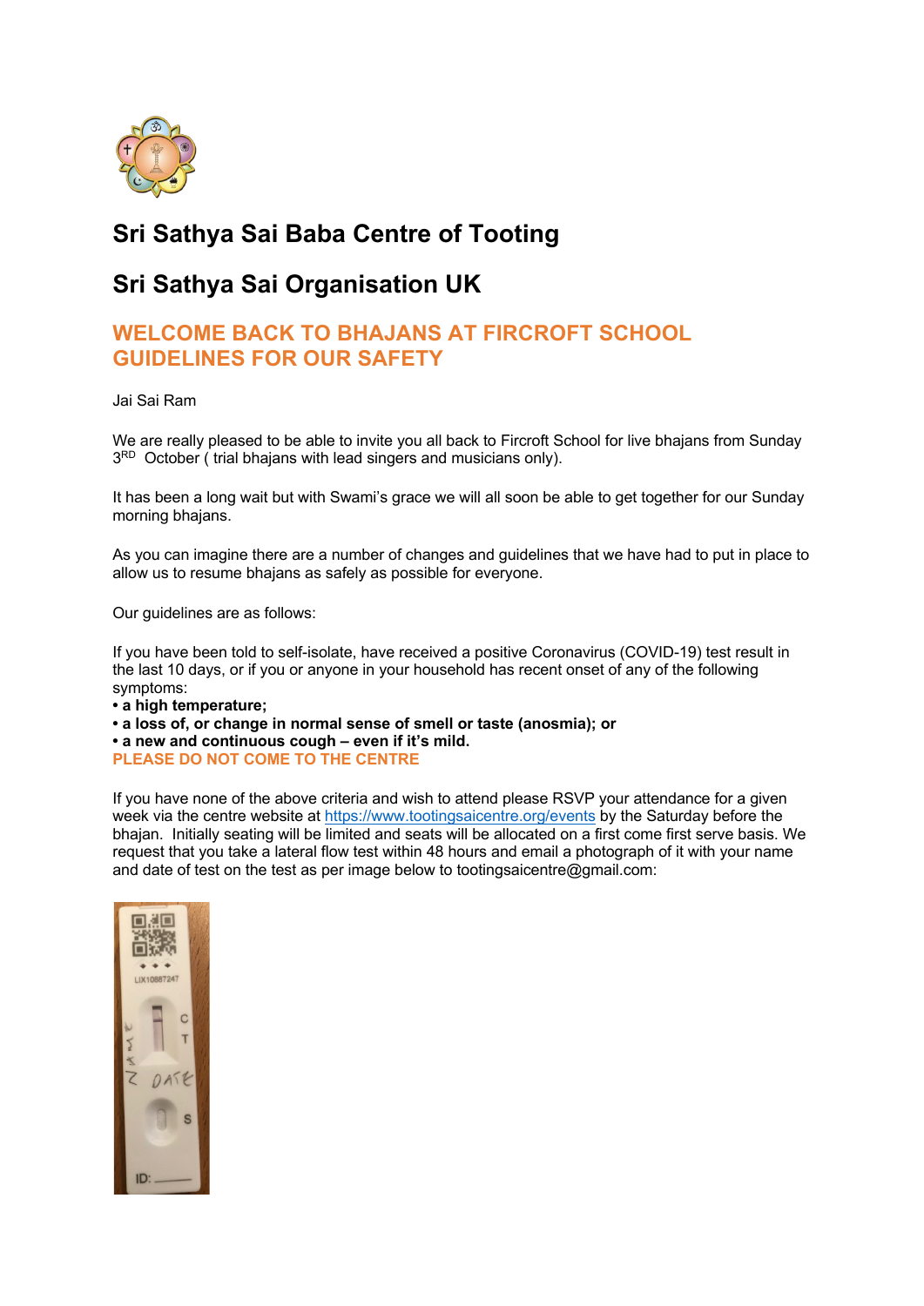# Sri Sathya Sai Baba Centre of Tooting

# Sri Sathya Sai Organisation UK

## WELCOME BACK TO BHAJANS AT FIRCROFT SCHOOL GUIDELINES FOR OUR SAFETY

Jai Sai Ram

We are really pleased to be able to invite you all back to Fircroft School for live bhajans from Sunday 3RD October ( trial bhajans with lead singers and musicians only).

It has been a long wait but with Swami's grace we will all soon be able to get together for our Sunday morning bhajans.

As you can imagine there are a number of changes and guidelines that we have had to put in place to allow us to resume bhajans as safely as possible for everyone.

Our guidelines are as follows:

If you have been told to self-isolate, have received a positive Coronavirus (COVID-19) test result in the last 10 days, or if you or anyone in your household has recent onset of any of the following symptoms:

- **a high temperature;**
- **a loss of, or change in normal sense of smell or taste (anosmia); or**
- **a new and continuous cough – even if it's mild.**

**PLEASE DO NOT COME TO THE CENTRE**

If you have none of the above criteria and wish to attend please RSVP your attendance for a given week via the centre website at https://www.tootingsaicentre.org/events by the Saturday before the bhajan. Initially seating will be limited and seats will be allocated on a first come first serve basis. We request that you take a lateral flow test within 48 hours and email a photograph of it with your name and date of test on the test as per image below to tootingsaicentre@gmail.com: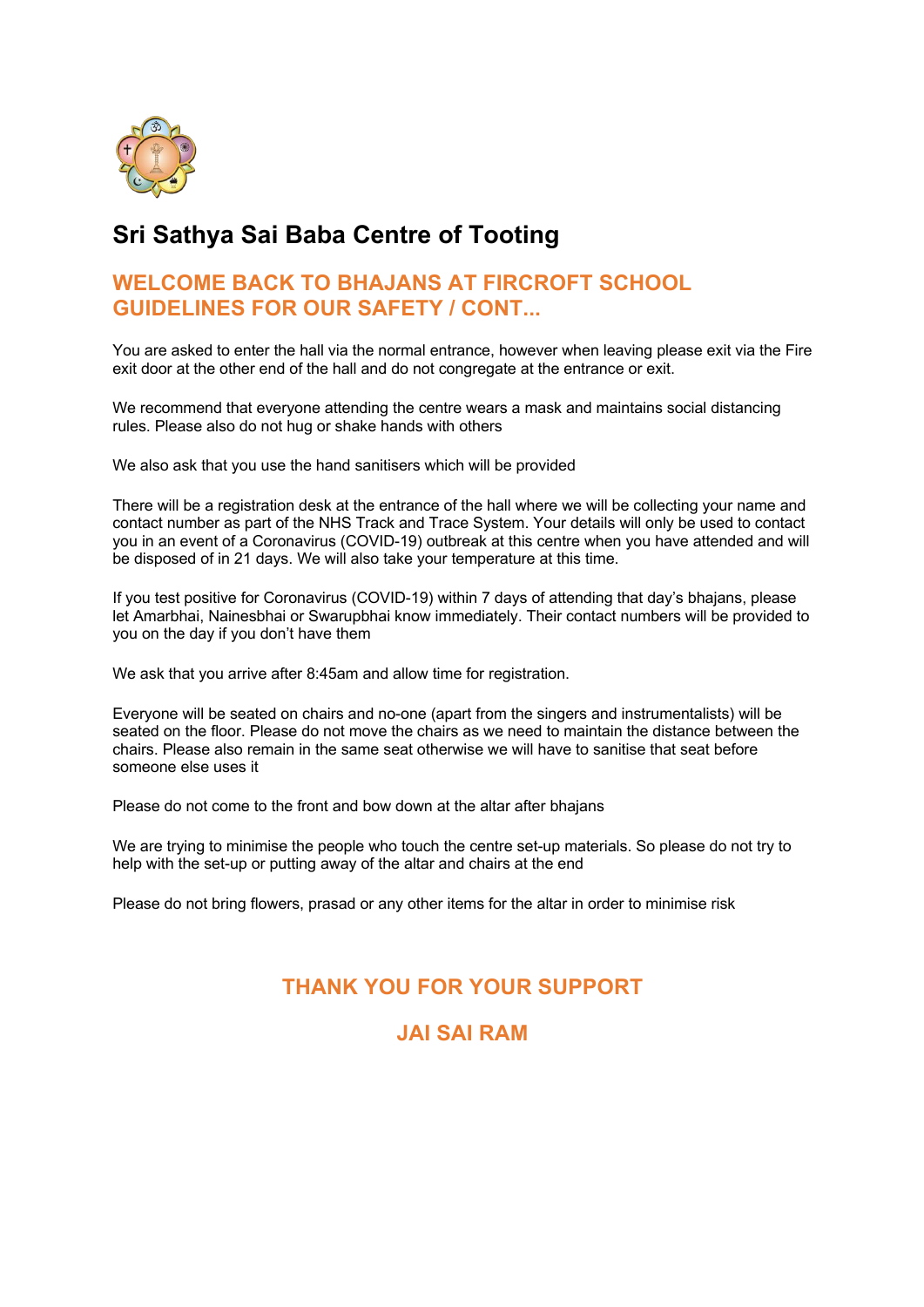# Sri Sathya Sai Baba Centre of Tooting

## WELCOME BACK TO BHAJANS AT FIRCROFT SCHOOL GUIDELINES FOR OUR SAFETY / CONT...

You are asked to enter the hall via the normal entrance, however when leaving please exit via the Fire exit door at the other end of the hall and do not congregate at the entrance or exit.

We recommend that everyone attending the centre wears a mask and maintains social distancing rules. Please also do not hug or shake hands with others

We also ask that you use the hand sanitisers which will be provided

There will be a registration desk at the entrance of the hall where we will be collecting your name and contact number as part of the NHS Track and Trace System. Your details will only be used to contact you in an event of a Coronavirus (COVID-19) outbreak at this centre when you have attended and will be disposed of in 21 days. We will also take your temperature at this time.

If you test positive for Coronavirus (COVID-19) within 7 days of attending that day's bhajans, please let Amarbhai, Nainesbhai or Swarupbhai know immediately. Their contact numbers will be provided to you on the day if you don't have them

We ask that you arrive after 8:45am and allow time for registration.

Everyone will be seated on chairs and no-one (apart from the singers and instrumentalists) will be seated on the floor. Please do not move the chairs as we need to maintain the distance between the chairs. Please also remain in the same seat otherwise we will have to sanitise that seat before someone else uses it

Please do not come to the front and bow down at the altar after bhajans

We are trying to minimise the people who touch the centre set-up materials. So please do not try to help with the set-up or putting away of the altar and chairs at the end

Please do not bring flowers, prasad or any other items for the altar in order to minimise risk

## THANK YOU FOR YOUR SUPPORT

## JAI SAI RAM